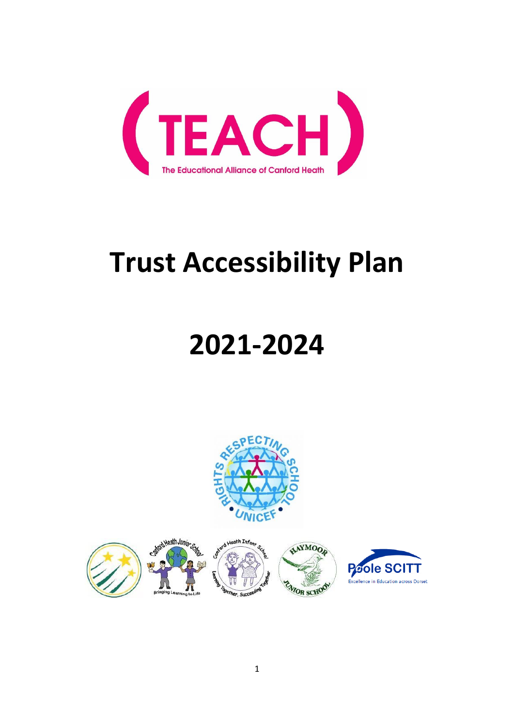# Trust Accessibility Plan

# 2021-2024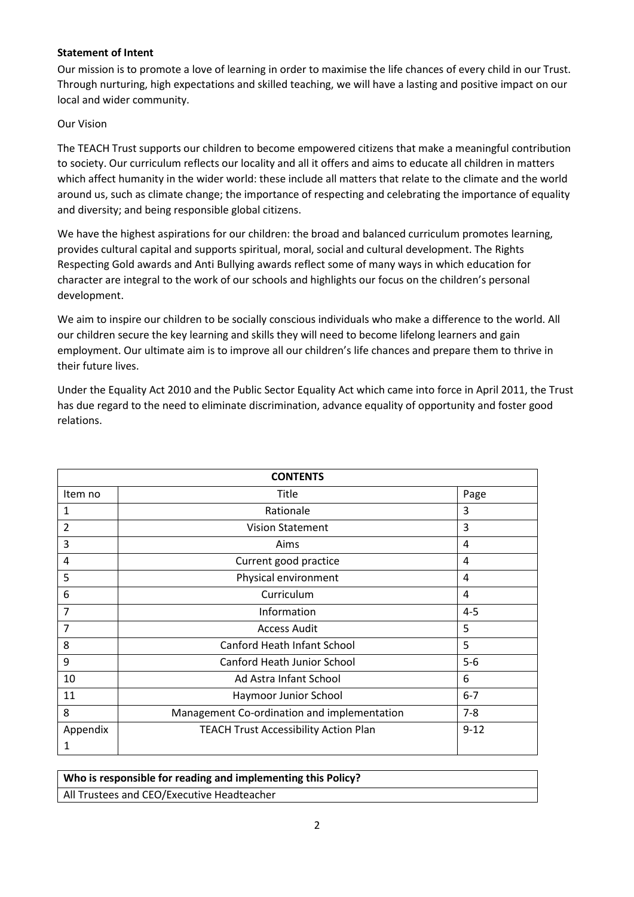**Statement of Intent**

Our mission is to promote a love of learning in order to maximise the life chances of every child in our Trust. Through nurturing, high expectations and skilled teaching, we will have a lasting and positive impact on our local and wider community.

Our Vision

The TEACH Trust supports our children to become empowered citizens that make a meaningful contribution to society. Our curriculum reflects our locality and all it offers and aims to educate all children in matters which affect humanity in the wider world: these include all matters that relate to the climate and the world around us, such as climate change; the importance of respecting and celebrating the importance of equality and diversity; and being responsible global citizens.

We have the highest aspirations for our children: the broad and balanced curriculum promotes learning, provides cultural capital and supports spiritual, moral, social and cultural development. The Rights Respecting Gold awards and Anti Bullying awards reflect some of many ways in which education for character are integral to the work of our schools and highlights our focus on the children's personal development.

We aim to inspire our children to be socially conscious individuals who make a difference to the world. All our children secure the key learning and skills they will need to become lifelong learners and gain employment. Our ultimate aim is to improve all our children's life chances and prepare them to thrive in their future lives.

Under the Equality Act 2010 and the Public Sector Equality Act which came into force in April 2011, the Trust has due regard to the need to eliminate discrimination, advance equality of opportunity and foster good relations.

| **CONTENTS** | | |
|---|---|---|
| Item no | Title | Page |
| 1 | Rationale | 3 |
| 2 | Vision Statement | 3 |
| 3 | Aims | 4 |
| 4 | Current good practice | 4 |
| 5 | Physical environment | 4 |
| 6 | Curriculum | 4 |
| 7 | Information | 4-5 |
| 7 | Access Audit | 5 |
| 8 | Canford Heath Infant School | 5 |
| 9 | Canford Heath Junior School | 5-6 |
| 10 | Ad Astra Infant School | 6 |
| 11 | Haymoor Junior School | 6-7 |
| 8 | Management Co-ordination and implementation | 7-8 |
| Appendix 1 | TEACH Trust Accessibility Action Plan | 9-12 |

| **Who is responsible for reading and implementing this Policy?** |
|---|
| All Trustees and CEO/Executive Headteacher |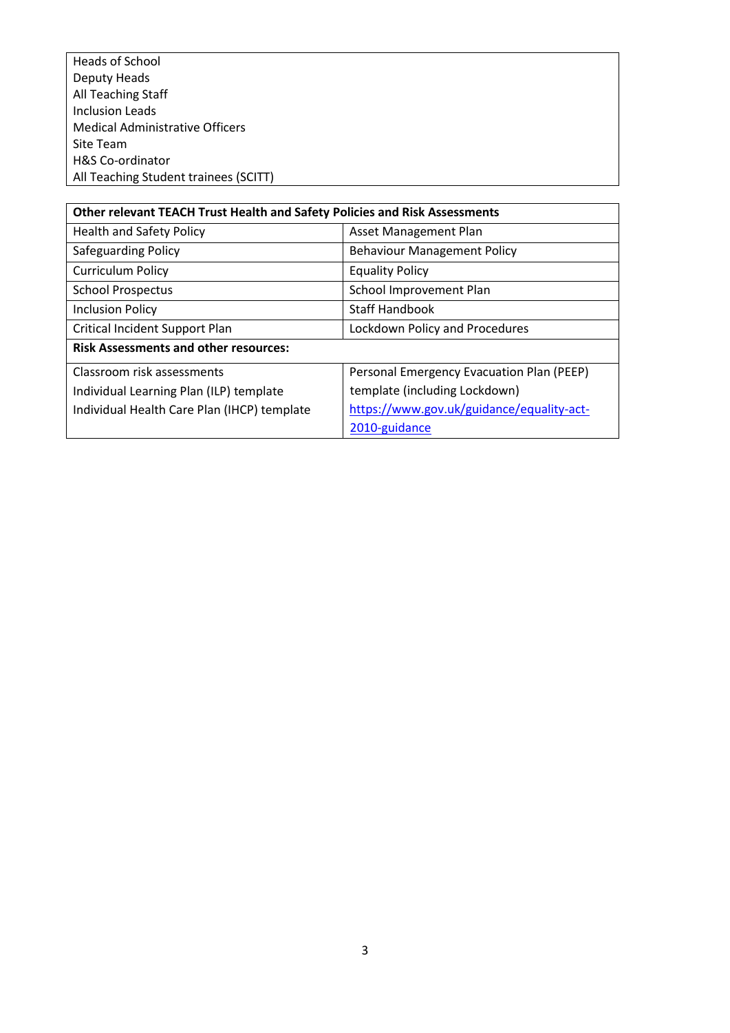| Heads of School<br>Deputy Heads<br>All Teaching Staff<br>Inclusion Leads<br>Medical Administrative Officers<br>Site Team<br>H&S Co-ordinator<br>All Teaching Student trainees (SCITT) |
|---|

| **Other relevant TEACH Trust Health and Safety Policies and Risk Assessments** | |
|---|---|
| Health and Safety Policy | Asset Management Plan |
| Safeguarding Policy | Behaviour Management Policy |
| Curriculum Policy | Equality Policy |
| School Prospectus | School Improvement Plan |
| Inclusion Policy | Staff Handbook |
| Critical Incident Support Plan | Lockdown Policy and Procedures |
| **Risk Assessments and other resources:** | |
| Classroom risk assessments<br>Individual Learning Plan (ILP) template<br>Individual Health Care Plan (IHCP) template | Personal Emergency Evacuation Plan (PEEP) template (including Lockdown)<br>https://www.gov.uk/guidance/equality-act-2010-guidance |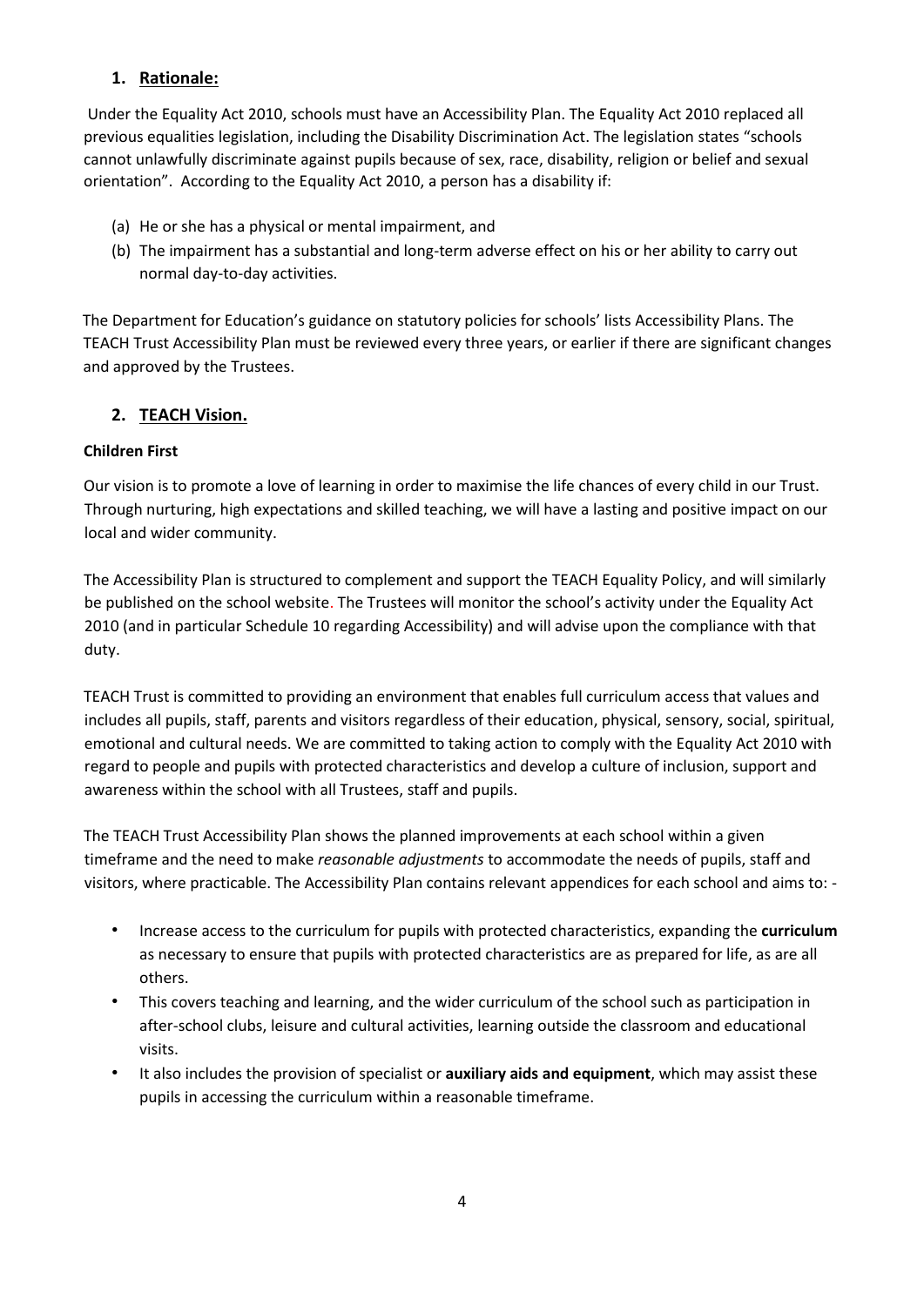## 1. Rationale:

Under the Equality Act 2010, schools must have an Accessibility Plan. The Equality Act 2010 replaced all previous equalities legislation, including the Disability Discrimination Act. The legislation states "schools cannot unlawfully discriminate against pupils because of sex, race, disability, religion or belief and sexual orientation". According to the Equality Act 2010, a person has a disability if:

(a) He or she has a physical or mental impairment, and
(b) The impairment has a substantial and long-term adverse effect on his or her ability to carry out normal day-to-day activities.

The Department for Education's guidance on statutory policies for schools' lists Accessibility Plans. The TEACH Trust Accessibility Plan must be reviewed every three years, or earlier if there are significant changes and approved by the Trustees.

## 2. TEACH Vision.

**Children First**

Our vision is to promote a love of learning in order to maximise the life chances of every child in our Trust. Through nurturing, high expectations and skilled teaching, we will have a lasting and positive impact on our local and wider community.

The Accessibility Plan is structured to complement and support the TEACH Equality Policy, and will similarly be published on the school website. The Trustees will monitor the school's activity under the Equality Act 2010 (and in particular Schedule 10 regarding Accessibility) and will advise upon the compliance with that duty.

TEACH Trust is committed to providing an environment that enables full curriculum access that values and includes all pupils, staff, parents and visitors regardless of their education, physical, sensory, social, spiritual, emotional and cultural needs. We are committed to taking action to comply with the Equality Act 2010 with regard to people and pupils with protected characteristics and develop a culture of inclusion, support and awareness within the school with all Trustees, staff and pupils.

The TEACH Trust Accessibility Plan shows the planned improvements at each school within a given timeframe and the need to make *reasonable adjustments* to accommodate the needs of pupils, staff and visitors, where practicable. The Accessibility Plan contains relevant appendices for each school and aims to: -

- Increase access to the curriculum for pupils with protected characteristics, expanding the **curriculum** as necessary to ensure that pupils with protected characteristics are as prepared for life, as are all others.
- This covers teaching and learning, and the wider curriculum of the school such as participation in after-school clubs, leisure and cultural activities, learning outside the classroom and educational visits.
- It also includes the provision of specialist or **auxiliary aids and equipment**, which may assist these pupils in accessing the curriculum within a reasonable timeframe.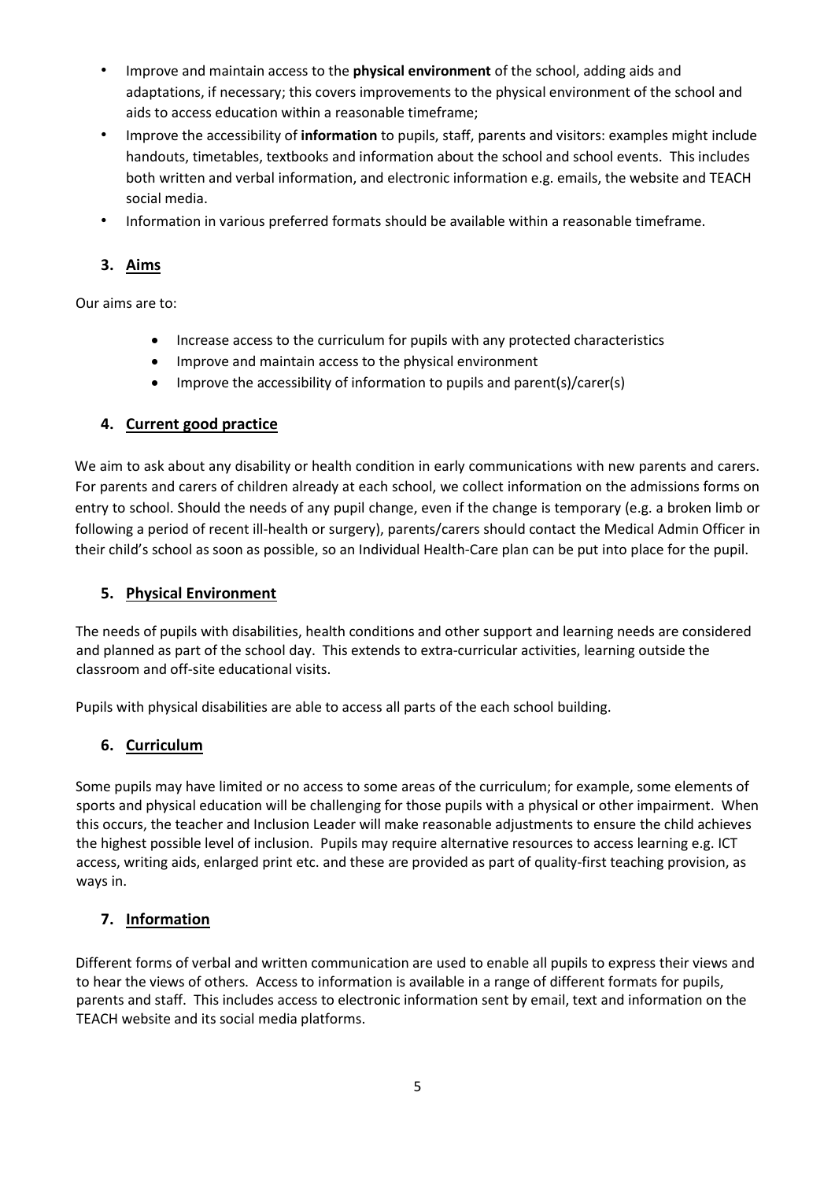- Improve and maintain access to the **physical environment** of the school, adding aids and adaptations, if necessary; this covers improvements to the physical environment of the school and aids to access education within a reasonable timeframe;
- Improve the accessibility of **information** to pupils, staff, parents and visitors: examples might include handouts, timetables, textbooks and information about the school and school events. This includes both written and verbal information, and electronic information e.g. emails, the website and TEACH social media.
- Information in various preferred formats should be available within a reasonable timeframe.

## 3. Aims

Our aims are to:

- Increase access to the curriculum for pupils with any protected characteristics
- Improve and maintain access to the physical environment
- Improve the accessibility of information to pupils and parent(s)/carer(s)

## 4. Current good practice

We aim to ask about any disability or health condition in early communications with new parents and carers. For parents and carers of children already at each school, we collect information on the admissions forms on entry to school. Should the needs of any pupil change, even if the change is temporary (e.g. a broken limb or following a period of recent ill-health or surgery), parents/carers should contact the Medical Admin Officer in their child's school as soon as possible, so an Individual Health-Care plan can be put into place for the pupil.

## 5. Physical Environment

The needs of pupils with disabilities, health conditions and other support and learning needs are considered and planned as part of the school day. This extends to extra-curricular activities, learning outside the classroom and off-site educational visits.

Pupils with physical disabilities are able to access all parts of the each school building.

## 6. Curriculum

Some pupils may have limited or no access to some areas of the curriculum; for example, some elements of sports and physical education will be challenging for those pupils with a physical or other impairment. When this occurs, the teacher and Inclusion Leader will make reasonable adjustments to ensure the child achieves the highest possible level of inclusion. Pupils may require alternative resources to access learning e.g. ICT access, writing aids, enlarged print etc. and these are provided as part of quality-first teaching provision, as ways in.

## 7. Information

Different forms of verbal and written communication are used to enable all pupils to express their views and to hear the views of others. Access to information is available in a range of different formats for pupils, parents and staff. This includes access to electronic information sent by email, text and information on the TEACH website and its social media platforms.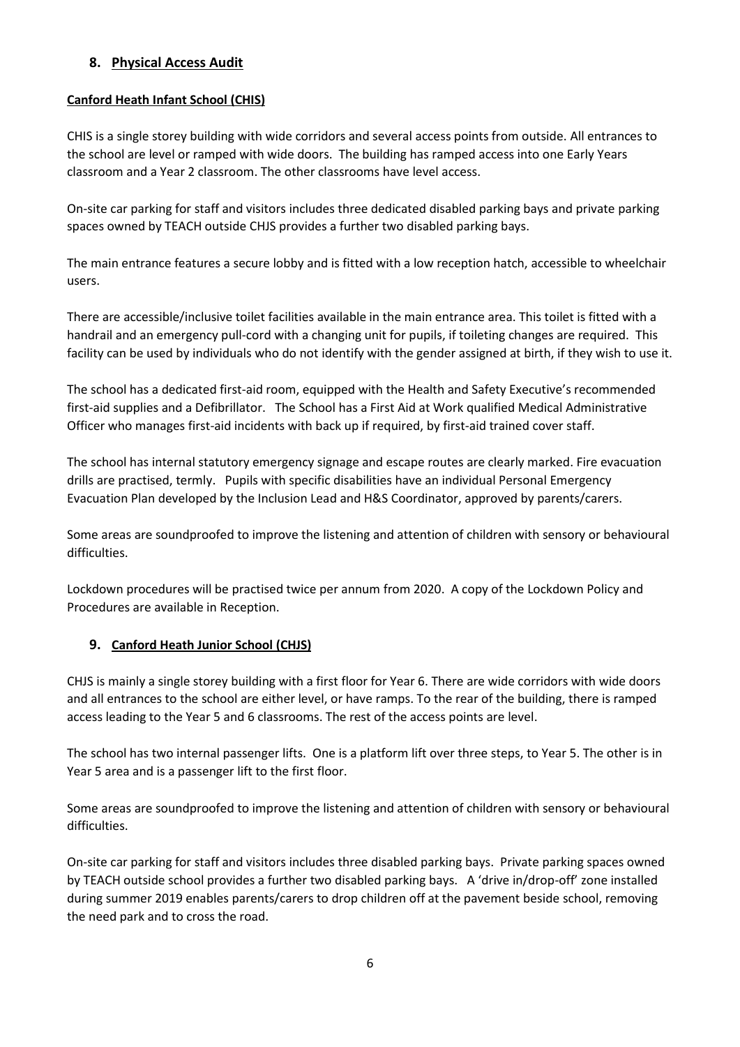## 8. Physical Access Audit

**Canford Heath Infant School (CHIS)**

CHIS is a single storey building with wide corridors and several access points from outside. All entrances to the school are level or ramped with wide doors. The building has ramped access into one Early Years classroom and a Year 2 classroom. The other classrooms have level access.

On-site car parking for staff and visitors includes three dedicated disabled parking bays and private parking spaces owned by TEACH outside CHJS provides a further two disabled parking bays.

The main entrance features a secure lobby and is fitted with a low reception hatch, accessible to wheelchair users.

There are accessible/inclusive toilet facilities available in the main entrance area. This toilet is fitted with a handrail and an emergency pull-cord with a changing unit for pupils, if toileting changes are required. This facility can be used by individuals who do not identify with the gender assigned at birth, if they wish to use it.

The school has a dedicated first-aid room, equipped with the Health and Safety Executive's recommended first-aid supplies and a Defibrillator. The School has a First Aid at Work qualified Medical Administrative Officer who manages first-aid incidents with back up if required, by first-aid trained cover staff.

The school has internal statutory emergency signage and escape routes are clearly marked. Fire evacuation drills are practised, termly. Pupils with specific disabilities have an individual Personal Emergency Evacuation Plan developed by the Inclusion Lead and H&S Coordinator, approved by parents/carers.

Some areas are soundproofed to improve the listening and attention of children with sensory or behavioural difficulties.

Lockdown procedures will be practised twice per annum from 2020. A copy of the Lockdown Policy and Procedures are available in Reception.

## 9. Canford Heath Junior School (CHJS)

CHJS is mainly a single storey building with a first floor for Year 6. There are wide corridors with wide doors and all entrances to the school are either level, or have ramps. To the rear of the building, there is ramped access leading to the Year 5 and 6 classrooms. The rest of the access points are level.

The school has two internal passenger lifts. One is a platform lift over three steps, to Year 5. The other is in Year 5 area and is a passenger lift to the first floor.

Some areas are soundproofed to improve the listening and attention of children with sensory or behavioural difficulties.

On-site car parking for staff and visitors includes three disabled parking bays. Private parking spaces owned by TEACH outside school provides a further two disabled parking bays. A 'drive in/drop-off' zone installed during summer 2019 enables parents/carers to drop children off at the pavement beside school, removing the need park and to cross the road.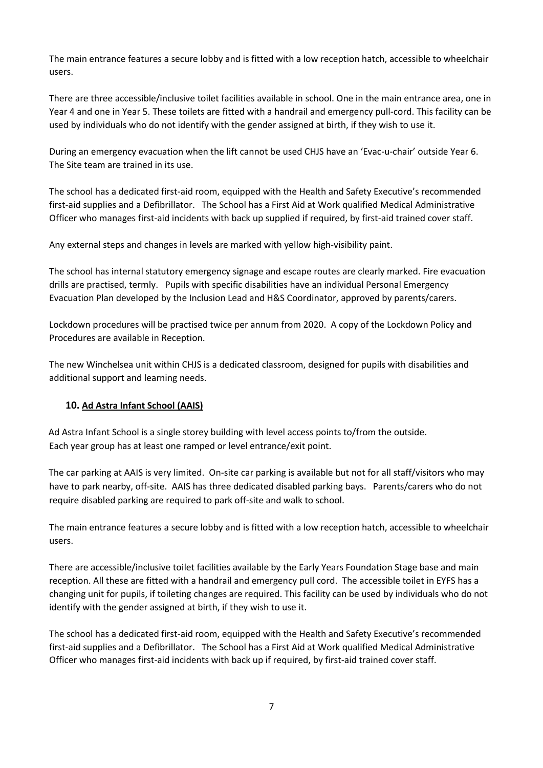The main entrance features a secure lobby and is fitted with a low reception hatch, accessible to wheelchair users.

There are three accessible/inclusive toilet facilities available in school. One in the main entrance area, one in Year 4 and one in Year 5. These toilets are fitted with a handrail and emergency pull-cord. This facility can be used by individuals who do not identify with the gender assigned at birth, if they wish to use it.

During an emergency evacuation when the lift cannot be used CHJS have an 'Evac-u-chair' outside Year 6. The Site team are trained in its use.

The school has a dedicated first-aid room, equipped with the Health and Safety Executive's recommended first-aid supplies and a Defibrillator. The School has a First Aid at Work qualified Medical Administrative Officer who manages first-aid incidents with back up supplied if required, by first-aid trained cover staff.

Any external steps and changes in levels are marked with yellow high-visibility paint.

The school has internal statutory emergency signage and escape routes are clearly marked. Fire evacuation drills are practised, termly. Pupils with specific disabilities have an individual Personal Emergency Evacuation Plan developed by the Inclusion Lead and H&S Coordinator, approved by parents/carers.

Lockdown procedures will be practised twice per annum from 2020. A copy of the Lockdown Policy and Procedures are available in Reception.

The new Winchelsea unit within CHJS is a dedicated classroom, designed for pupils with disabilities and additional support and learning needs.

## 10. Ad Astra Infant School (AAIS)

Ad Astra Infant School is a single storey building with level access points to/from the outside. Each year group has at least one ramped or level entrance/exit point.

The car parking at AAIS is very limited. On-site car parking is available but not for all staff/visitors who may have to park nearby, off-site. AAIS has three dedicated disabled parking bays. Parents/carers who do not require disabled parking are required to park off-site and walk to school.

The main entrance features a secure lobby and is fitted with a low reception hatch, accessible to wheelchair users.

There are accessible/inclusive toilet facilities available by the Early Years Foundation Stage base and main reception. All these are fitted with a handrail and emergency pull cord. The accessible toilet in EYFS has a changing unit for pupils, if toileting changes are required. This facility can be used by individuals who do not identify with the gender assigned at birth, if they wish to use it.

The school has a dedicated first-aid room, equipped with the Health and Safety Executive's recommended first-aid supplies and a Defibrillator. The School has a First Aid at Work qualified Medical Administrative Officer who manages first-aid incidents with back up if required, by first-aid trained cover staff.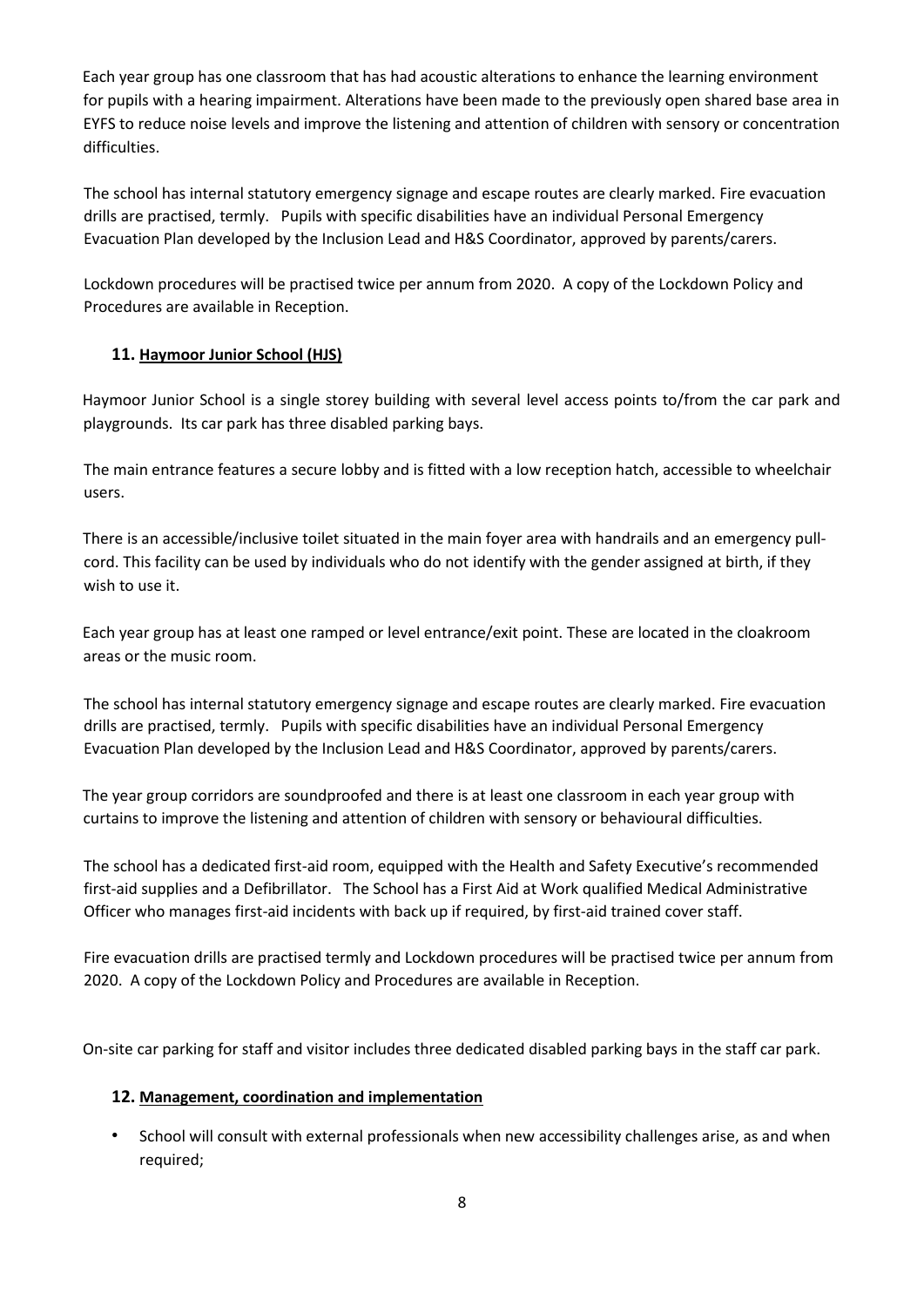Each year group has one classroom that has had acoustic alterations to enhance the learning environment for pupils with a hearing impairment. Alterations have been made to the previously open shared base area in EYFS to reduce noise levels and improve the listening and attention of children with sensory or concentration difficulties.

The school has internal statutory emergency signage and escape routes are clearly marked. Fire evacuation drills are practised, termly. Pupils with specific disabilities have an individual Personal Emergency Evacuation Plan developed by the Inclusion Lead and H&S Coordinator, approved by parents/carers.

Lockdown procedures will be practised twice per annum from 2020. A copy of the Lockdown Policy and Procedures are available in Reception.

## 11. Haymoor Junior School (HJS)

Haymoor Junior School is a single storey building with several level access points to/from the car park and playgrounds. Its car park has three disabled parking bays.

The main entrance features a secure lobby and is fitted with a low reception hatch, accessible to wheelchair users.

There is an accessible/inclusive toilet situated in the main foyer area with handrails and an emergency pull-cord. This facility can be used by individuals who do not identify with the gender assigned at birth, if they wish to use it.

Each year group has at least one ramped or level entrance/exit point. These are located in the cloakroom areas or the music room.

The school has internal statutory emergency signage and escape routes are clearly marked. Fire evacuation drills are practised, termly. Pupils with specific disabilities have an individual Personal Emergency Evacuation Plan developed by the Inclusion Lead and H&S Coordinator, approved by parents/carers.

The year group corridors are soundproofed and there is at least one classroom in each year group with curtains to improve the listening and attention of children with sensory or behavioural difficulties.

The school has a dedicated first-aid room, equipped with the Health and Safety Executive's recommended first-aid supplies and a Defibrillator. The School has a First Aid at Work qualified Medical Administrative Officer who manages first-aid incidents with back up if required, by first-aid trained cover staff.

Fire evacuation drills are practised termly and Lockdown procedures will be practised twice per annum from 2020. A copy of the Lockdown Policy and Procedures are available in Reception.

On-site car parking for staff and visitor includes three dedicated disabled parking bays in the staff car park.

## 12. Management, coordination and implementation

- School will consult with external professionals when new accessibility challenges arise, as and when required;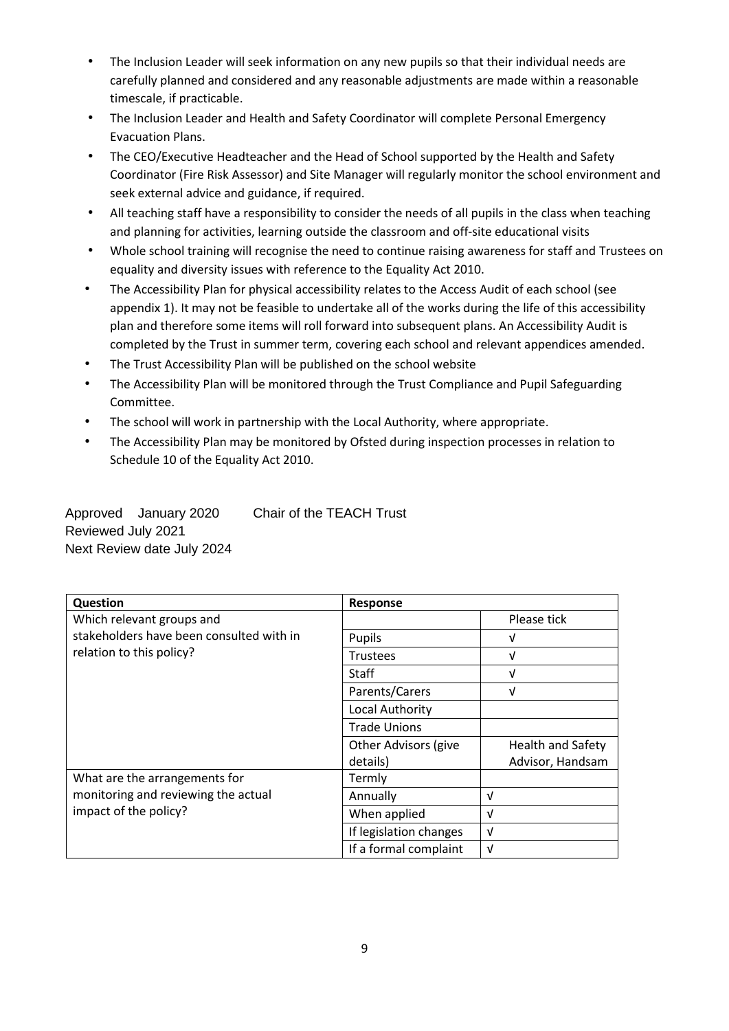- The Inclusion Leader will seek information on any new pupils so that their individual needs are carefully planned and considered and any reasonable adjustments are made within a reasonable timescale, if practicable.
- The Inclusion Leader and Health and Safety Coordinator will complete Personal Emergency Evacuation Plans.
- The CEO/Executive Headteacher and the Head of School supported by the Health and Safety Coordinator (Fire Risk Assessor) and Site Manager will regularly monitor the school environment and seek external advice and guidance, if required.
- All teaching staff have a responsibility to consider the needs of all pupils in the class when teaching and planning for activities, learning outside the classroom and off-site educational visits
- Whole school training will recognise the need to continue raising awareness for staff and Trustees on equality and diversity issues with reference to the Equality Act 2010.
- The Accessibility Plan for physical accessibility relates to the Access Audit of each school (see appendix 1). It may not be feasible to undertake all of the works during the life of this accessibility plan and therefore some items will roll forward into subsequent plans. An Accessibility Audit is completed by the Trust in summer term, covering each school and relevant appendices amended.
- The Trust Accessibility Plan will be published on the school website
- The Accessibility Plan will be monitored through the Trust Compliance and Pupil Safeguarding Committee.
- The school will work in partnership with the Local Authority, where appropriate.
- The Accessibility Plan may be monitored by Ofsted during inspection processes in relation to Schedule 10 of the Equality Act 2010.

Approved January 2020 Chair of the TEACH Trust
Reviewed July 2021
Next Review date July 2024

| Question | Response | |
|---|---|---|
| Which relevant groups and stakeholders have been consulted with in relation to this policy? | | Please tick |
| | Pupils | √ |
| | Trustees | √ |
| | Staff | √ |
| | Parents/Carers | √ |
| | Local Authority | |
| | Trade Unions | |
| | Other Advisors (give details) | Health and Safety Advisor, Handsam |
| What are the arrangements for monitoring and reviewing the actual impact of the policy? | Termly | |
| | Annually | √ |
| | When applied | √ |
| | If legislation changes | √ |
| | If a formal complaint | √ |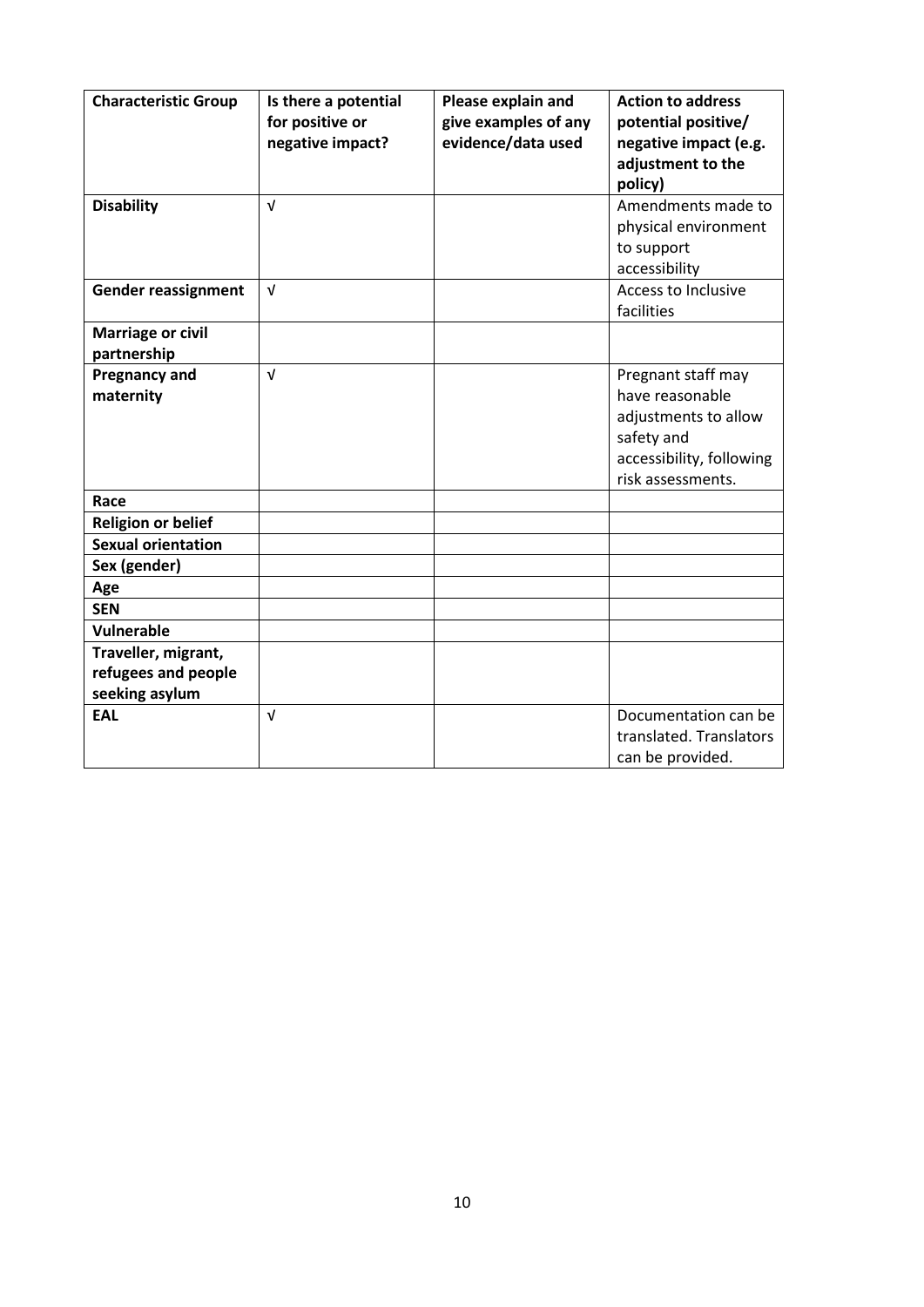| Characteristic Group | Is there a potential for positive or negative impact? | Please explain and give examples of any evidence/data used | Action to address potential positive/ negative impact (e.g. adjustment to the policy) |
|---|---|---|---|
| **Disability** | √ | | Amendments made to physical environment to support accessibility |
| **Gender reassignment** | √ | | Access to Inclusive facilities |
| **Marriage or civil partnership** | | | |
| **Pregnancy and maternity** | √ | | Pregnant staff may have reasonable adjustments to allow safety and accessibility, following risk assessments. |
| **Race** | | | |
| **Religion or belief** | | | |
| **Sexual orientation** | | | |
| **Sex (gender)** | | | |
| **Age** | | | |
| **SEN** | | | |
| **Vulnerable** | | | |
| **Traveller, migrant, refugees and people seeking asylum** | | | |
| **EAL** | √ | | Documentation can be translated. Translators can be provided. |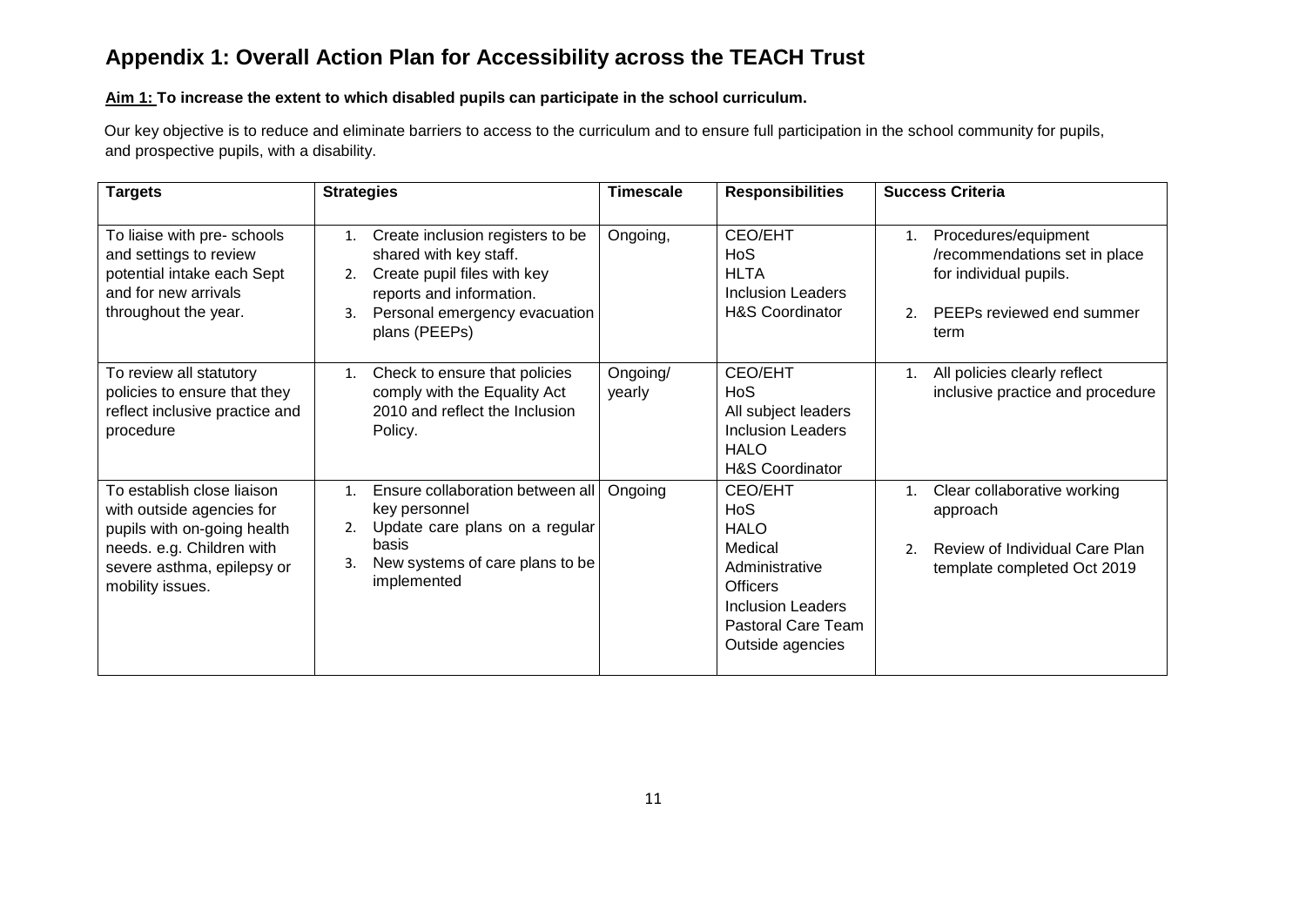# Appendix 1: Overall Action Plan for Accessibility across the TEACH Trust

**Aim 1: To increase the extent to which disabled pupils can participate in the school curriculum.**

Our key objective is to reduce and eliminate barriers to access to the curriculum and to ensure full participation in the school community for pupils, and prospective pupils, with a disability.

| Targets | Strategies | Timescale | Responsibilities | Success Criteria |
|---|---|---|---|---|
| To liaise with pre- schools and settings to review potential intake each Sept and for new arrivals throughout the year. | 1. Create inclusion registers to be shared with key staff.<br>2. Create pupil files with key reports and information.<br>3. Personal emergency evacuation plans (PEEPs) | Ongoing, | CEO/EHT<br>HoS<br>HLTA<br>Inclusion Leaders<br>H&S Coordinator | 1. Procedures/equipment /recommendations set in place for individual pupils.<br>2. PEEPs reviewed end summer term |
| To review all statutory policies to ensure that they reflect inclusive practice and procedure | 1. Check to ensure that policies comply with the Equality Act 2010 and reflect the Inclusion Policy. | Ongoing/ yearly | CEO/EHT<br>HoS<br>All subject leaders<br>Inclusion Leaders<br>HALO<br>H&S Coordinator | 1. All policies clearly reflect inclusive practice and procedure |
| To establish close liaison with outside agencies for pupils with on-going health needs. e.g. Children with severe asthma, epilepsy or mobility issues. | 1. Ensure collaboration between all key personnel<br>2. Update care plans on a regular basis<br>3. New systems of care plans to be implemented | Ongoing | CEO/EHT<br>HoS<br>HALO<br>Medical Administrative Officers<br>Inclusion Leaders<br>Pastoral Care Team<br>Outside agencies | 1. Clear collaborative working approach<br>2. Review of Individual Care Plan template completed Oct 2019 |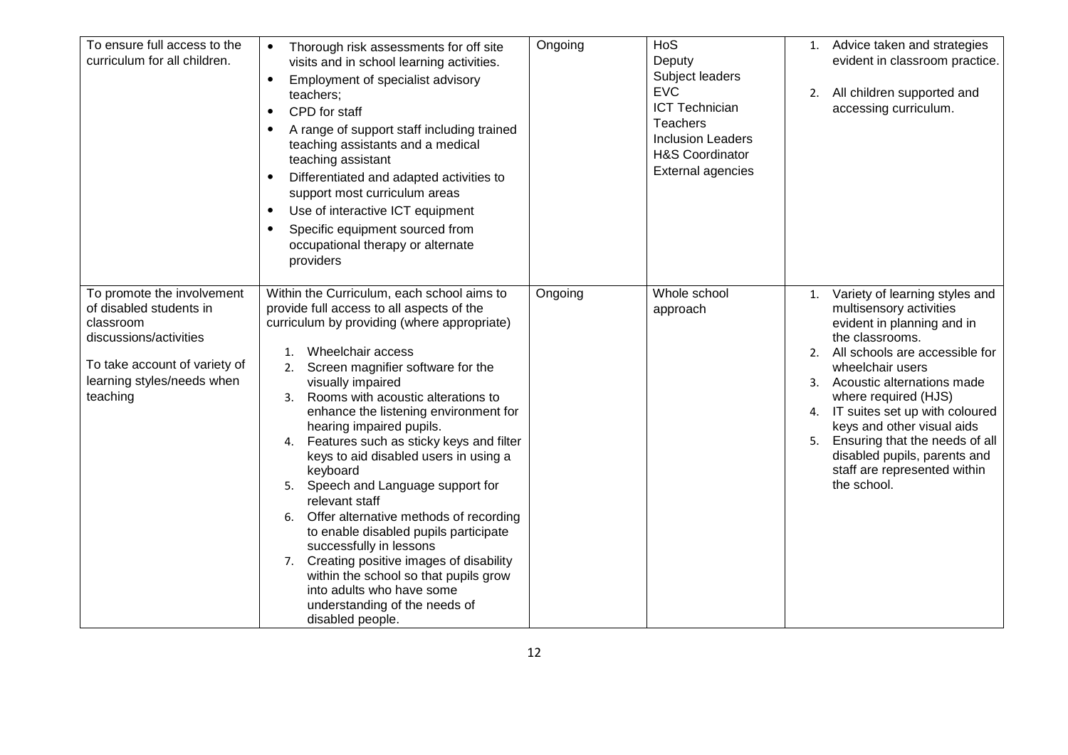| | | | | |
|---|---|---|---|---|
| To ensure full access to the curriculum for all children. | • Thorough risk assessments for off site visits and in school learning activities.<br>• Employment of specialist advisory teachers;<br>• CPD for staff<br>• A range of support staff including trained teaching assistants and a medical teaching assistant<br>• Differentiated and adapted activities to support most curriculum areas<br>• Use of interactive ICT equipment<br>• Specific equipment sourced from occupational therapy or alternate providers | Ongoing | HoS<br>Deputy<br>Subject leaders<br>EVC<br>ICT Technician<br>Teachers<br>Inclusion Leaders<br>H&S Coordinator<br>External agencies | 1. Advice taken and strategies evident in classroom practice.<br>2. All children supported and accessing curriculum. |
| To promote the involvement of disabled students in classroom discussions/activities<br><br>To take account of variety of learning styles/needs when teaching | Within the Curriculum, each school aims to provide full access to all aspects of the curriculum by providing (where appropriate)<br>1. Wheelchair access<br>2. Screen magnifier software for the visually impaired<br>3. Rooms with acoustic alterations to enhance the listening environment for hearing impaired pupils.<br>4. Features such as sticky keys and filter keys to aid disabled users in using a keyboard<br>5. Speech and Language support for relevant staff<br>6. Offer alternative methods of recording to enable disabled pupils participate successfully in lessons<br>7. Creating positive images of disability within the school so that pupils grow into adults who have some understanding of the needs of disabled people. | Ongoing | Whole school approach | 1. Variety of learning styles and multisensory activities evident in planning and in the classrooms.<br>2. All schools are accessible for wheelchair users<br>3. Acoustic alternations made where required (HJS)<br>4. IT suites set up with coloured keys and other visual aids<br>5. Ensuring that the needs of all disabled pupils, parents and staff are represented within the school. |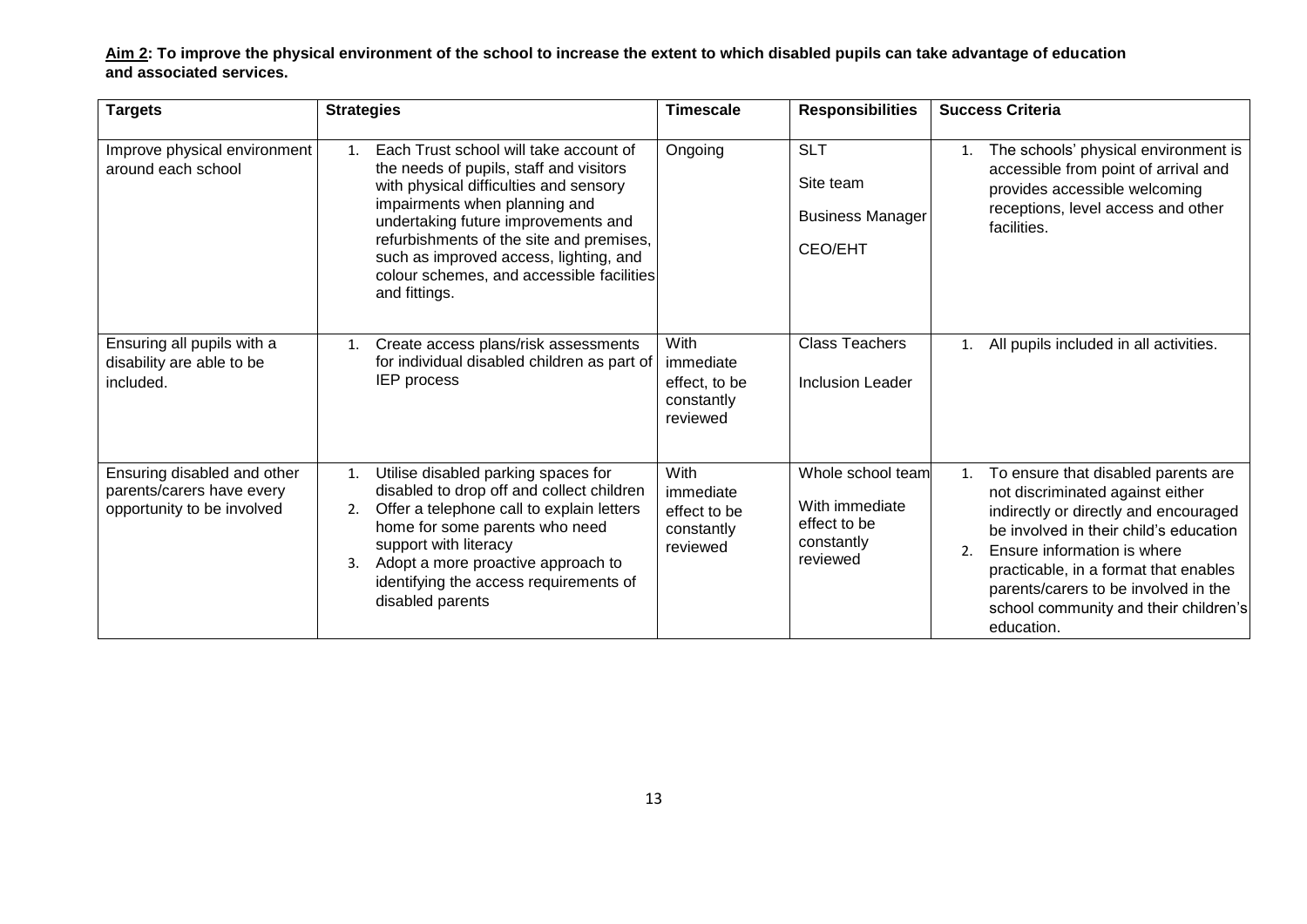**<u>Aim 2</u>: To improve the physical environment of the school to increase the extent to which disabled pupils can take advantage of education and associated services.**

| Targets | Strategies | Timescale | Responsibilities | Success Criteria |
|---|---|---|---|---|
| Improve physical environment around each school | 1. Each Trust school will take account of the needs of pupils, staff and visitors with physical difficulties and sensory impairments when planning and undertaking future improvements and refurbishments of the site and premises, such as improved access, lighting, and colour schemes, and accessible facilities and fittings. | Ongoing | SLT<br>Site team<br>Business Manager<br>CEO/EHT | 1. The schools' physical environment is accessible from point of arrival and provides accessible welcoming receptions, level access and other facilities. |
| Ensuring all pupils with a disability are able to be included. | 1. Create access plans/risk assessments for individual disabled children as part of IEP process | With immediate effect, to be constantly reviewed | Class Teachers<br>Inclusion Leader | 1. All pupils included in all activities. |
| Ensuring disabled and other parents/carers have every opportunity to be involved | 1. Utilise disabled parking spaces for disabled to drop off and collect children<br>2. Offer a telephone call to explain letters home for some parents who need support with literacy<br>3. Adopt a more proactive approach to identifying the access requirements of disabled parents | With immediate effect to be constantly reviewed | Whole school team<br>With immediate effect to be constantly reviewed | 1. To ensure that disabled parents are not discriminated against either indirectly or directly and encouraged be involved in their child's education<br>2. Ensure information is where practicable, in a format that enables parents/carers to be involved in the school community and their children's education. |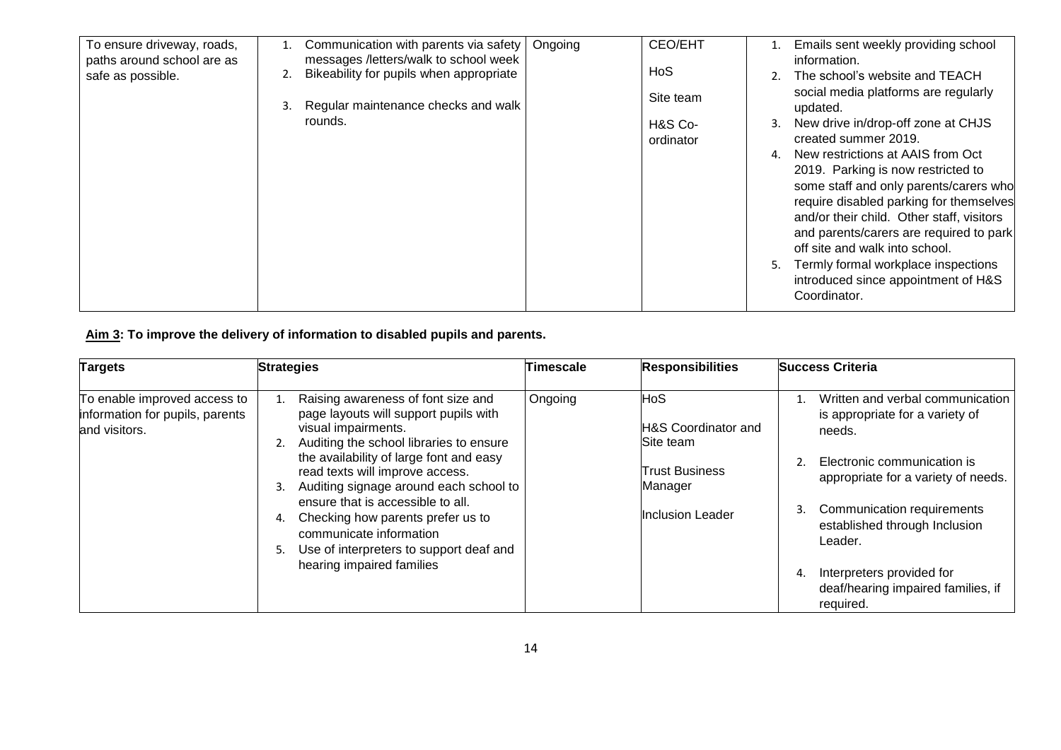| | | | | |
|---|---|---|---|---|
| To ensure driveway, roads, paths around school are as safe as possible. | 1. Communication with parents via safety messages /letters/walk to school week<br>2. Bikeability for pupils when appropriate<br>3. Regular maintenance checks and walk rounds. | Ongoing | CEO/EHT<br>HoS<br>Site team<br>H&S Co-ordinator | 1. Emails sent weekly providing school information.<br>2. The school's website and TEACH social media platforms are regularly updated.<br>3. New drive in/drop-off zone at CHJS created summer 2019.<br>4. New restrictions at AAIS from Oct 2019. Parking is now restricted to some staff and only parents/carers who require disabled parking for themselves and/or their child. Other staff, visitors and parents/carers are required to park off site and walk into school.<br>5. Termly formal workplace inspections introduced since appointment of H&S Coordinator. |

**Aim 3: To improve the delivery of information to disabled pupils and parents.**

| Targets | Strategies | Timescale | Responsibilities | Success Criteria |
|---|---|---|---|---|
| To enable improved access to information for pupils, parents and visitors. | 1. Raising awareness of font size and page layouts will support pupils with visual impairments.<br>2. Auditing the school libraries to ensure the availability of large font and easy read texts will improve access.<br>3. Auditing signage around each school to ensure that is accessible to all.<br>4. Checking how parents prefer us to communicate information<br>5. Use of interpreters to support deaf and hearing impaired families | Ongoing | HoS<br>H&S Coordinator and Site team<br>Trust Business Manager<br>Inclusion Leader | 1. Written and verbal communication is appropriate for a variety of needs.<br>2. Electronic communication is appropriate for a variety of needs.<br>3. Communication requirements established through Inclusion Leader.<br>4. Interpreters provided for deaf/hearing impaired families, if required. |